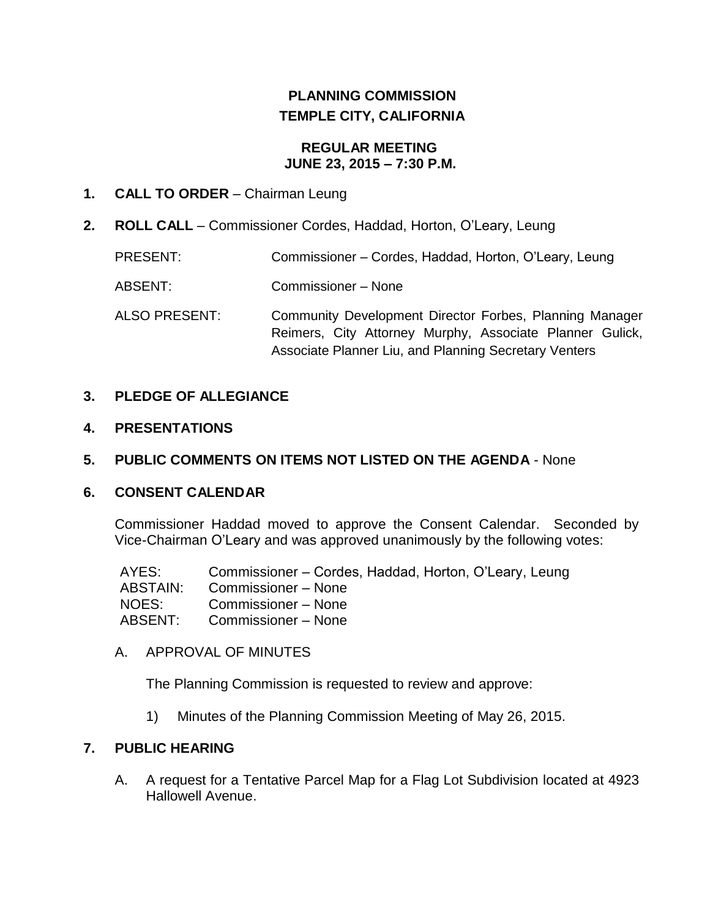# PLANNING COMMISSION
# TEMPLE CITY, CALIFORNIA

## REGULAR MEETING
## JUNE 23, 2015 – 7:30 P.M.

**1. CALL TO ORDER** – Chairman Leung

**2. ROLL CALL** – Commissioner Cordes, Haddad, Horton, O'Leary, Leung

| | |
|---|---|
| PRESENT: | Commissioner – Cordes, Haddad, Horton, O'Leary, Leung |
| ABSENT: | Commissioner – None |
| ALSO PRESENT: | Community Development Director Forbes, Planning Manager Reimers, City Attorney Murphy, Associate Planner Gulick, Associate Planner Liu, and Planning Secretary Venters |

**3. PLEDGE OF ALLEGIANCE**

**4. PRESENTATIONS**

**5. PUBLIC COMMENTS ON ITEMS NOT LISTED ON THE AGENDA** - None

**6. CONSENT CALENDAR**

Commissioner Haddad moved to approve the Consent Calendar. Seconded by Vice-Chairman O'Leary and was approved unanimously by the following votes:

| | |
|---|---|
| AYES: | Commissioner – Cordes, Haddad, Horton, O'Leary, Leung |
| ABSTAIN: | Commissioner – None |
| NOES: | Commissioner – None |
| ABSENT: | Commissioner – None |

A. APPROVAL OF MINUTES

The Planning Commission is requested to review and approve:

1) Minutes of the Planning Commission Meeting of May 26, 2015.

**7. PUBLIC HEARING**

A. A request for a Tentative Parcel Map for a Flag Lot Subdivision located at 4923 Hallowell Avenue.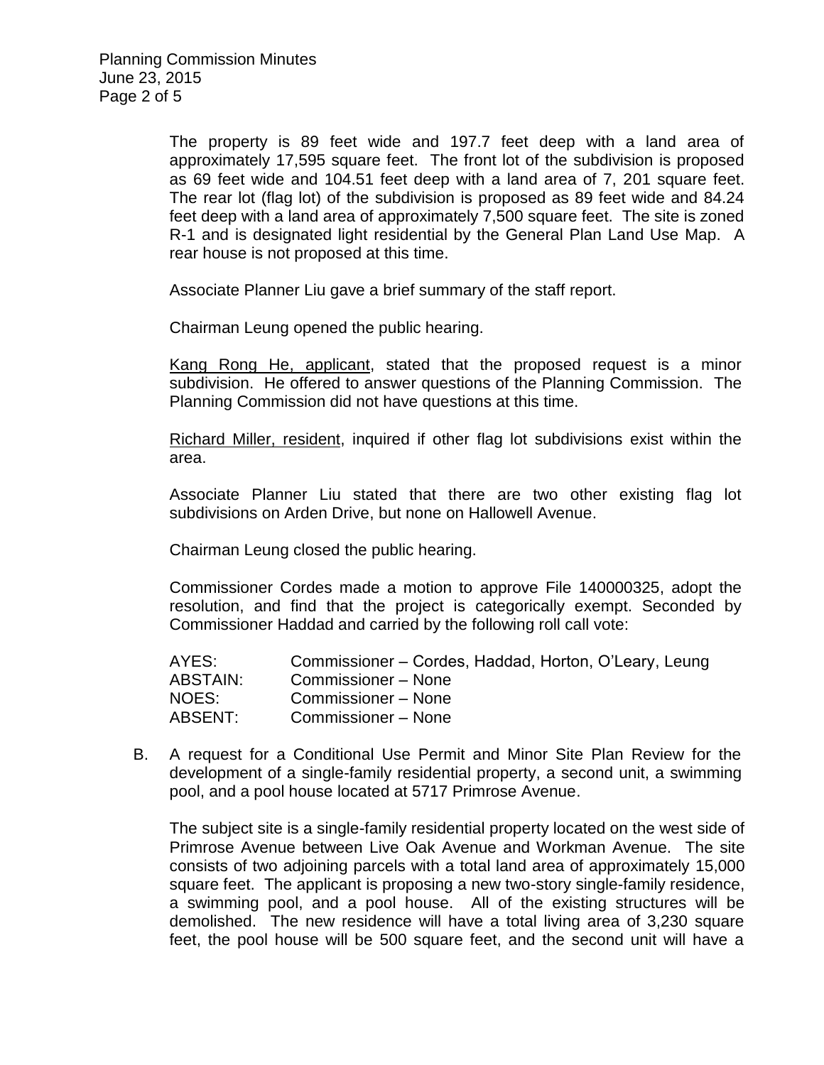The property is 89 feet wide and 197.7 feet deep with a land area of approximately 17,595 square feet. The front lot of the subdivision is proposed as 69 feet wide and 104.51 feet deep with a land area of 7, 201 square feet. The rear lot (flag lot) of the subdivision is proposed as 89 feet wide and 84.24 feet deep with a land area of approximately 7,500 square feet. The site is zoned R-1 and is designated light residential by the General Plan Land Use Map. A rear house is not proposed at this time.

Associate Planner Liu gave a brief summary of the staff report.

Chairman Leung opened the public hearing.

Kang Rong He, applicant, stated that the proposed request is a minor subdivision. He offered to answer questions of the Planning Commission. The Planning Commission did not have questions at this time.

Richard Miller, resident, inquired if other flag lot subdivisions exist within the area.

Associate Planner Liu stated that there are two other existing flag lot subdivisions on Arden Drive, but none on Hallowell Avenue.

Chairman Leung closed the public hearing.

Commissioner Cordes made a motion to approve File 140000325, adopt the resolution, and find that the project is categorically exempt. Seconded by Commissioner Haddad and carried by the following roll call vote:

| | |
|---|---|
| AYES: | Commissioner – Cordes, Haddad, Horton, O'Leary, Leung |
| ABSTAIN: | Commissioner – None |
| NOES: | Commissioner – None |
| ABSENT: | Commissioner – None |

B. A request for a Conditional Use Permit and Minor Site Plan Review for the development of a single-family residential property, a second unit, a swimming pool, and a pool house located at 5717 Primrose Avenue.

The subject site is a single-family residential property located on the west side of Primrose Avenue between Live Oak Avenue and Workman Avenue. The site consists of two adjoining parcels with a total land area of approximately 15,000 square feet. The applicant is proposing a new two-story single-family residence, a swimming pool, and a pool house. All of the existing structures will be demolished. The new residence will have a total living area of 3,230 square feet, the pool house will be 500 square feet, and the second unit will have a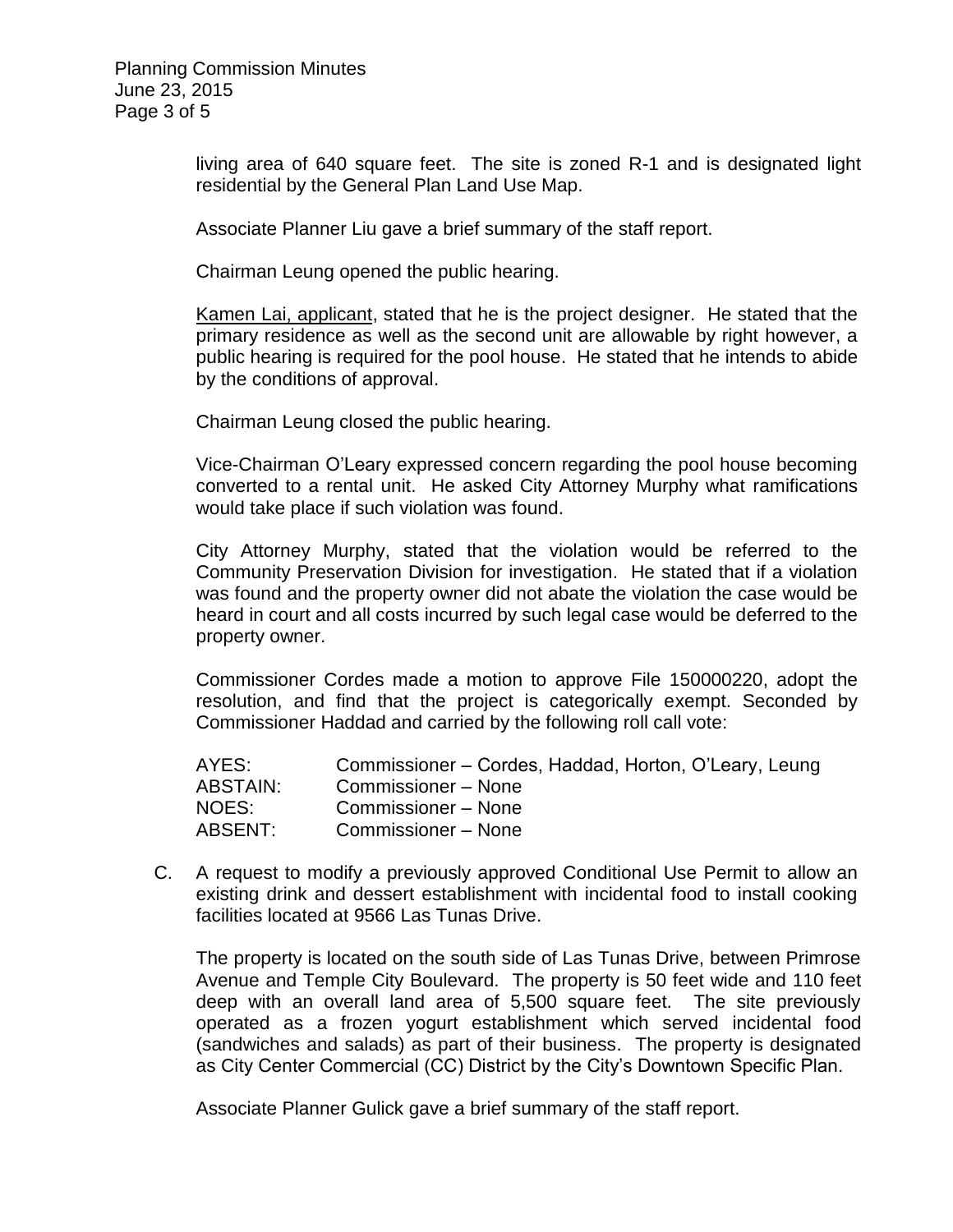living area of 640 square feet. The site is zoned R-1 and is designated light residential by the General Plan Land Use Map.

Associate Planner Liu gave a brief summary of the staff report.

Chairman Leung opened the public hearing.

Kamen Lai, applicant, stated that he is the project designer. He stated that the primary residence as well as the second unit are allowable by right however, a public hearing is required for the pool house. He stated that he intends to abide by the conditions of approval.

Chairman Leung closed the public hearing.

Vice-Chairman O'Leary expressed concern regarding the pool house becoming converted to a rental unit. He asked City Attorney Murphy what ramifications would take place if such violation was found.

City Attorney Murphy, stated that the violation would be referred to the Community Preservation Division for investigation. He stated that if a violation was found and the property owner did not abate the violation the case would be heard in court and all costs incurred by such legal case would be deferred to the property owner.

Commissioner Cordes made a motion to approve File 150000220, adopt the resolution, and find that the project is categorically exempt. Seconded by Commissioner Haddad and carried by the following roll call vote:

| | |
|---|---|
| AYES: | Commissioner – Cordes, Haddad, Horton, O'Leary, Leung |
| ABSTAIN: | Commissioner – None |
| NOES: | Commissioner – None |
| ABSENT: | Commissioner – None |

C. A request to modify a previously approved Conditional Use Permit to allow an existing drink and dessert establishment with incidental food to install cooking facilities located at 9566 Las Tunas Drive.

The property is located on the south side of Las Tunas Drive, between Primrose Avenue and Temple City Boulevard. The property is 50 feet wide and 110 feet deep with an overall land area of 5,500 square feet. The site previously operated as a frozen yogurt establishment which served incidental food (sandwiches and salads) as part of their business. The property is designated as City Center Commercial (CC) District by the City's Downtown Specific Plan.

Associate Planner Gulick gave a brief summary of the staff report.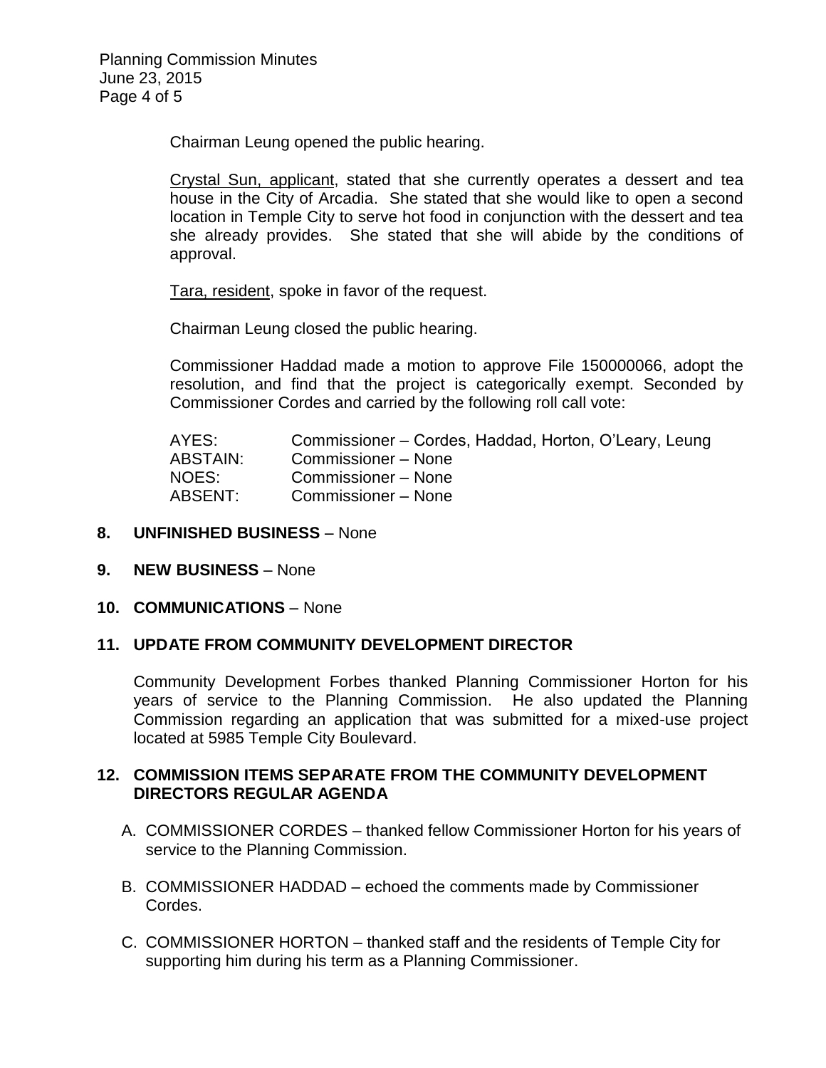Chairman Leung opened the public hearing.

Crystal Sun, applicant, stated that she currently operates a dessert and tea house in the City of Arcadia. She stated that she would like to open a second location in Temple City to serve hot food in conjunction with the dessert and tea she already provides. She stated that she will abide by the conditions of approval.

Tara, resident, spoke in favor of the request.

Chairman Leung closed the public hearing.

Commissioner Haddad made a motion to approve File 150000066, adopt the resolution, and find that the project is categorically exempt. Seconded by Commissioner Cordes and carried by the following roll call vote:

AYES: Commissioner – Cordes, Haddad, Horton, O'Leary, Leung
ABSTAIN: Commissioner – None
NOES: Commissioner – None
ABSENT: Commissioner – None

**8. UNFINISHED BUSINESS** – None

**9. NEW BUSINESS** – None

**10. COMMUNICATIONS** – None

**11. UPDATE FROM COMMUNITY DEVELOPMENT DIRECTOR**

Community Development Forbes thanked Planning Commissioner Horton for his years of service to the Planning Commission. He also updated the Planning Commission regarding an application that was submitted for a mixed-use project located at 5985 Temple City Boulevard.

**12. COMMISSION ITEMS SEPARATE FROM THE COMMUNITY DEVELOPMENT DIRECTORS REGULAR AGENDA**

A. COMMISSIONER CORDES – thanked fellow Commissioner Horton for his years of service to the Planning Commission.

B. COMMISSIONER HADDAD – echoed the comments made by Commissioner Cordes.

C. COMMISSIONER HORTON – thanked staff and the residents of Temple City for supporting him during his term as a Planning Commissioner.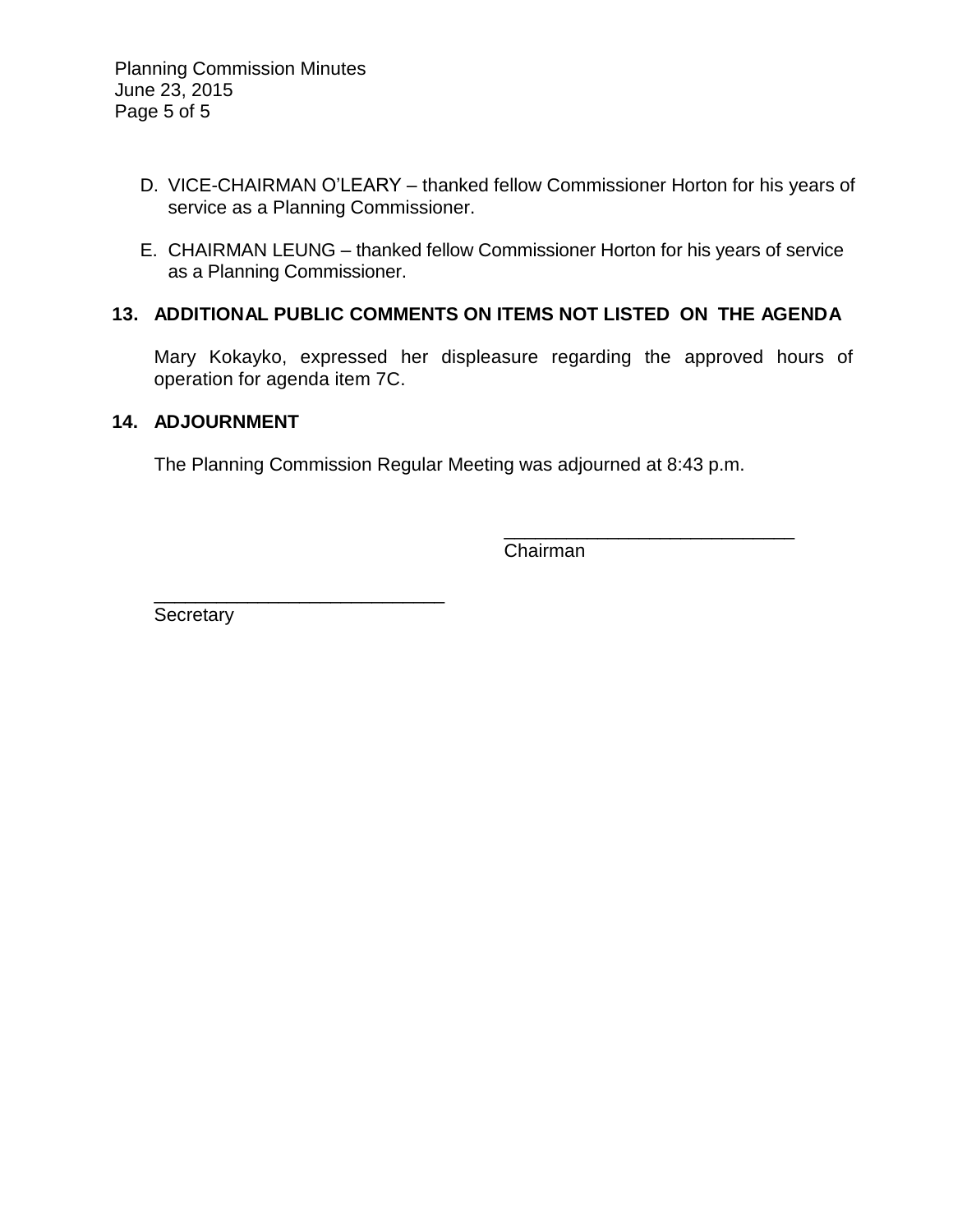D. VICE-CHAIRMAN O'LEARY – thanked fellow Commissioner Horton for his years of service as a Planning Commissioner.

E. CHAIRMAN LEUNG – thanked fellow Commissioner Horton for his years of service as a Planning Commissioner.

## 13. ADDITIONAL PUBLIC COMMENTS ON ITEMS NOT LISTED ON THE AGENDA

Mary Kokayko, expressed her displeasure regarding the approved hours of operation for agenda item 7C.

## 14. ADJOURNMENT

The Planning Commission Regular Meeting was adjourned at 8:43 p.m.

\_\_\_\_\_\_\_\_\_\_\_\_\_\_\_\_\_\_\_\_\_\_\_\_\_\_\_\_
Chairman

\_\_\_\_\_\_\_\_\_\_\_\_\_\_\_\_\_\_\_\_\_\_\_\_\_\_\_\_
Secretary